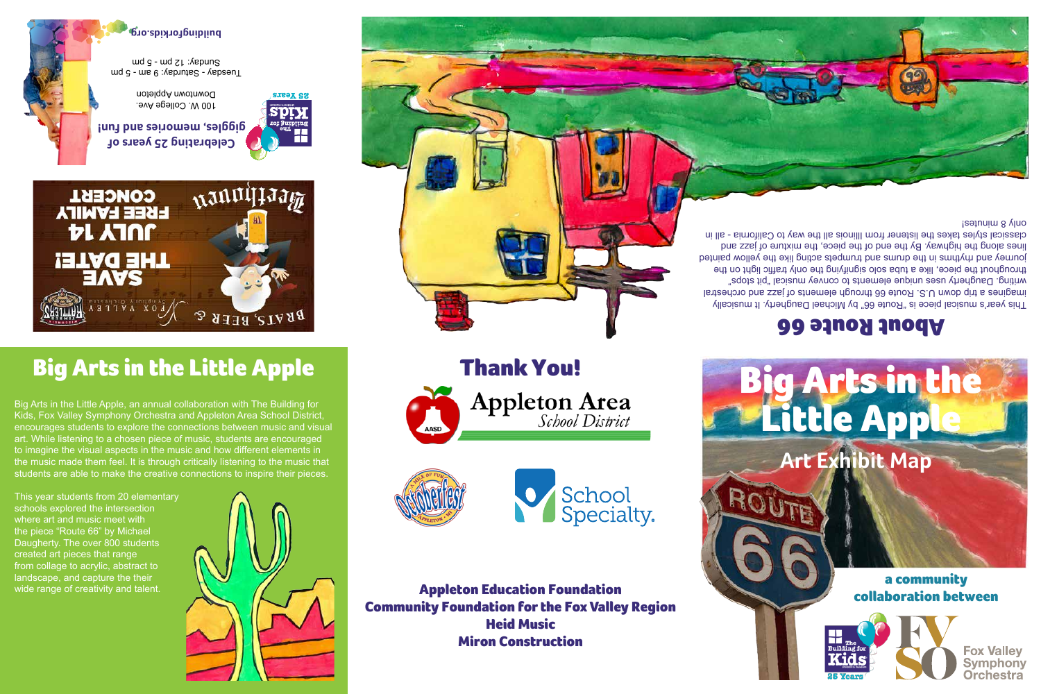# Big Arts in the Little Apple

## Art Exhibit Map

a community collaboration between

The Building for Kids 25 Years

Fox Valley Symphony Orchestra

## About Route 66

This year's musical piece is "Route 66" by Michael Daugherty. It musically imagines a trip down U.S. Route 66 through elements of jazz and orchestral writing. Daugherty uses unique elements to convey musical "pit stops" throughout the piece, like a tuba solo signifying the only traffic light on the journey and rhythm in the drums and trumpets acting like the yellow painted lines along the highway. By the end of the piece, the mixture of jazz and classical styles takes the listener from Illinois all the way to California - all in only 8 minutes!

## Celebrating 25 years of giggles, memories and fun!

The Building for Kids 25 Years

100 W. College Ave.
Downtown Appleton

Tuesday - Saturday: 9 am - 5 pm
Sunday: 12 pm - 5 pm

buildingforkids.org

BRATS, BEER & Beethoven

FOX VALLEY Symphony Orchestra

SAVE THE DATE! JULY 14 FREE FAMILY CONCERT

## Big Arts in the Little Apple

Big Arts in the Little Apple, an annual collaboration with The Building for Kids, Fox Valley Symphony Orchestra and Appleton Area School District, encourages students to explore the connections between music and visual art. While listening to a chosen piece of music, students are encouraged to imagine the visual aspects in the music and how different elements in the music made them feel. It is through critically listening to the music that students are able to make the creative connections to inspire their pieces.

This year students from 20 elementary schools explored the intersection where art and music meet with the piece "Route 66" by Michael Daugherty. The over 800 students created art pieces that range from collage to acrylic, abstract to landscape, and capture the their wide range of creativity and talent.

## Thank You!

Appleton Area School District

Octoberfest

School Specialty.

**Appleton Education Foundation**
**Community Foundation for the Fox Valley Region**
**Heid Music**
**Miron Construction**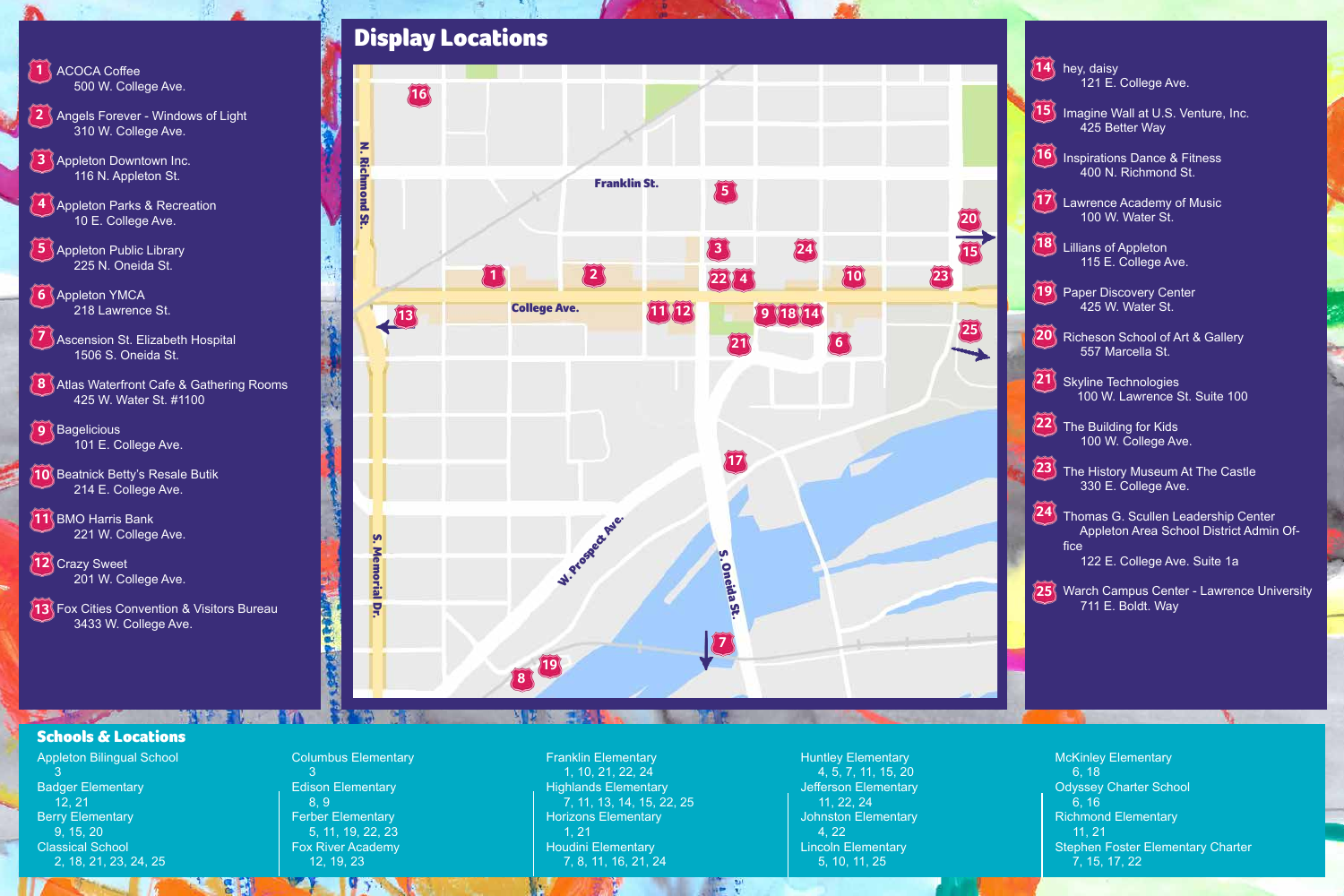## Display Locations

1. ACOCA Coffee
   500 W. College Ave.
2. Angels Forever - Windows of Light
   310 W. College Ave.
3. Appleton Downtown Inc.
   116 N. Appleton St.
4. Appleton Parks & Recreation
   10 E. College Ave.
5. Appleton Public Library
   225 N. Oneida St.
6. Appleton YMCA
   218 Lawrence St.
7. Ascension St. Elizabeth Hospital
   1506 S. Oneida St.
8. Atlas Waterfront Cafe & Gathering Rooms
   425 W. Water St. #1100
9. Bagelicious
   101 E. College Ave.
10. Beatnick Betty's Resale Butik
    214 E. College Ave.
11. BMO Harris Bank
    221 W. College Ave.
12. Crazy Sweet
    201 W. College Ave.
13. Fox Cities Convention & Visitors Bureau
    3433 W. College Ave.
14. hey, daisy
    121 E. College Ave.
15. Imagine Wall at U.S. Venture, Inc.
    425 Better Way
16. Inspirations Dance & Fitness
    400 N. Richmond St.
17. Lawrence Academy of Music
    100 W. Water St.
18. Lillians of Appleton
    115 E. College Ave.
19. Paper Discovery Center
    425 W. Water St.
20. Richeson School of Art & Gallery
    557 Marcella St.
21. Skyline Technologies
    100 W. Lawrence St. Suite 100
22. The Building for Kids
    100 W. College Ave.
23. The History Museum At The Castle
    330 E. College Ave.
24. Thomas G. Scullen Leadership Center
    Appleton Area School District Admin Office
    122 E. College Ave. Suite 1a
25. Warch Campus Center - Lawrence University
    711 E. Boldt. Way

## Schools & Locations

- Appleton Bilingual School: 3
- Badger Elementary: 12, 21
- Berry Elementary: 9, 15, 20
- Classical School: 2, 18, 21, 23, 24, 25
- Columbus Elementary: 3
- Edison Elementary: 8, 9
- Ferber Elementary: 5, 11, 19, 22, 23
- Fox River Academy: 12, 19, 23
- Franklin Elementary: 1, 10, 21, 22, 24
- Highlands Elementary: 7, 11, 13, 14, 15, 22, 25
- Horizons Elementary: 1, 21
- Houdini Elementary: 7, 8, 11, 16, 21, 24
- Huntley Elementary: 4, 5, 7, 11, 15, 20
- Jefferson Elementary: 11, 22, 24
- Johnston Elementary: 4, 22
- Lincoln Elementary: 5, 10, 11, 25
- McKinley Elementary: 6, 18
- Odyssey Charter School: 6, 16
- Richmond Elementary: 11, 21
- Stephen Foster Elementary Charter: 7, 15, 17, 22